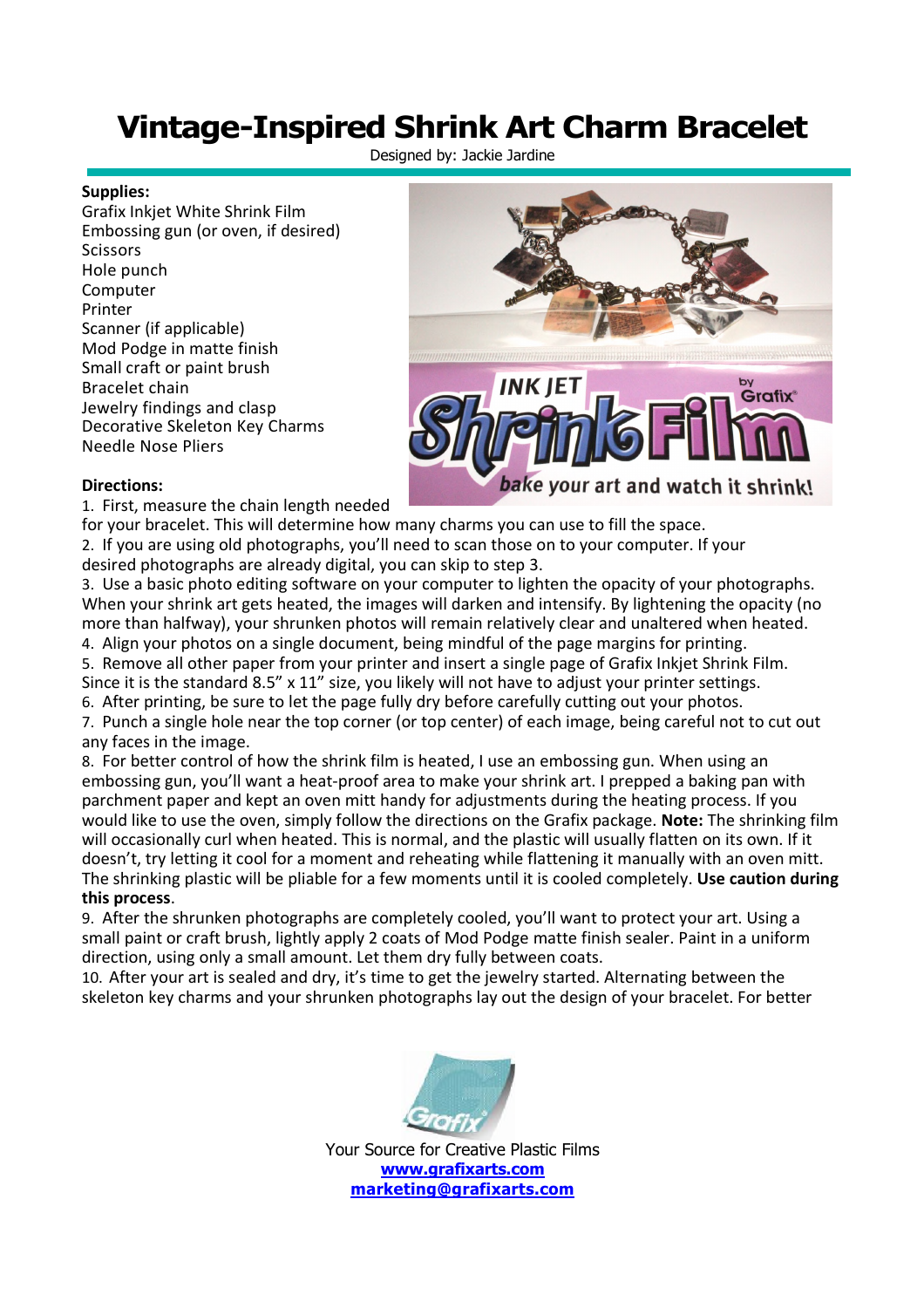# Vintage-Inspired Shrink Art Charm Bracelet

Designed by: Jackie Jardine

**Supplies:**

Grafix Inkjet White Shrink Film
Embossing gun (or oven, if desired)
Scissors
Hole punch
Computer
Printer
Scanner (if applicable)
Mod Podge in matte finish
Small craft or paint brush
Bracelet chain
Jewelry findings and clasp
Decorative Skeleton Key Charms
Needle Nose Pliers

**Directions:**

1. First, measure the chain length needed for your bracelet. This will determine how many charms you can use to fill the space.
2. If you are using old photographs, you'll need to scan those on to your computer. If your desired photographs are already digital, you can skip to step 3.
3. Use a basic photo editing software on your computer to lighten the opacity of your photographs. When your shrink art gets heated, the images will darken and intensify. By lightening the opacity (no more than halfway), your shrunken photos will remain relatively clear and unaltered when heated.
4. Align your photos on a single document, being mindful of the page margins for printing.
5. Remove all other paper from your printer and insert a single page of Grafix Inkjet Shrink Film. Since it is the standard 8.5" x 11" size, you likely will not have to adjust your printer settings.
6. After printing, be sure to let the page fully dry before carefully cutting out your photos.
7. Punch a single hole near the top corner (or top center) of each image, being careful not to cut out any faces in the image.
8. For better control of how the shrink film is heated, I use an embossing gun. When using an embossing gun, you'll want a heat-proof area to make your shrink art. I prepped a baking pan with parchment paper and kept an oven mitt handy for adjustments during the heating process. If you would like to use the oven, simply follow the directions on the Grafix package. **Note:** The shrinking film will occasionally curl when heated. This is normal, and the plastic will usually flatten on its own. If it doesn't, try letting it cool for a moment and reheating while flattening it manually with an oven mitt. The shrinking plastic will be pliable for a few moments until it is cooled completely. **Use caution during this process**.
9. After the shrunken photographs are completely cooled, you'll want to protect your art. Using a small paint or craft brush, lightly apply 2 coats of Mod Podge matte finish sealer. Paint in a uniform direction, using only a small amount. Let them fully dry between coats.
10. After your art is sealed and dry, it's time to get the jewelry started. Alternating between the skeleton key charms and your shrunken photographs lay out the design of your bracelet. For better

Your Source for Creative Plastic Films
www.grafixarts.com
marketing@grafixarts.com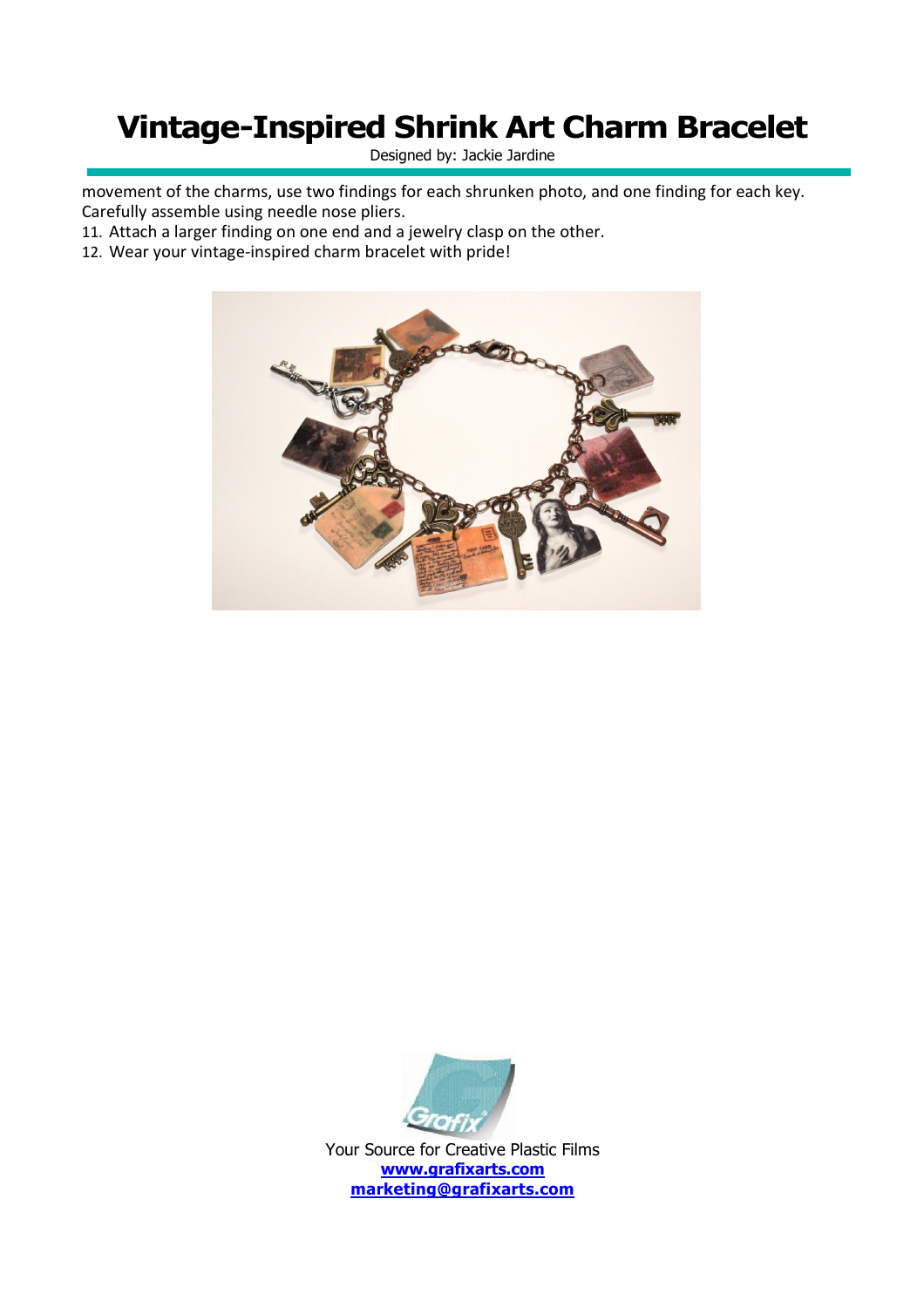# Vintage-Inspired Shrink Art Charm Bracelet

Designed by: Jackie Jardine

movement of the charms, use two findings for each shrunken photo, and one finding for each key. Carefully assemble using needle nose pliers.

11. Attach a larger finding on one end and a jewelry clasp on the other.
12. Wear your vintage-inspired charm bracelet with pride!

Your Source for Creative Plastic Films
**www.grafixarts.com**
**marketing@grafixarts.com**